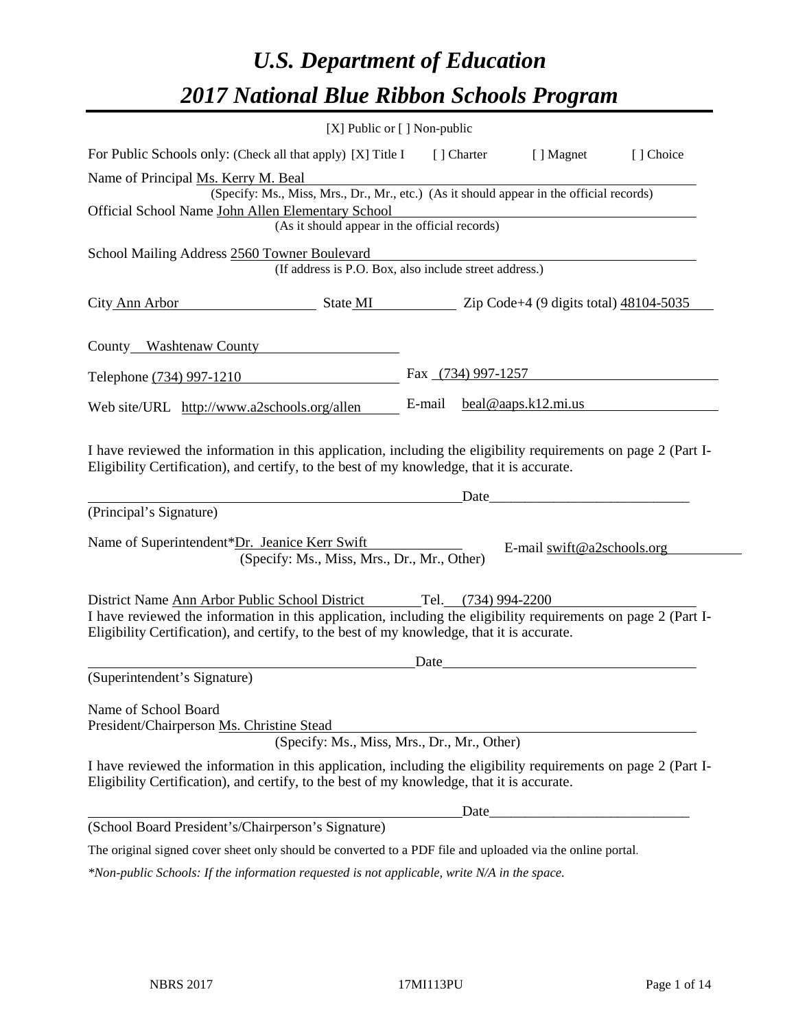# *U.S. Department of Education*

# *2017 National Blue Ribbon Schools Program*

[X] Public or [ ] Non-public

For Public Schools only: (Check all that apply) [X] Title I [ ] Charter [ ] Magnet [ ] Choice

Name of Principal Ms. Kerry M. Beal
(Specify: Ms., Miss, Mrs., Dr., Mr., etc.) (As it should appear in the official records)

Official School Name John Allen Elementary School
(As it should appear in the official records)

School Mailing Address 2560 Towner Boulevard
(If address is P.O. Box, also include street address.)

City Ann Arbor State MI Zip Code+4 (9 digits total) 48104-5035

County Washtenaw County

Telephone (734) 997-1210 Fax (734) 997-1257

Web site/URL http://www.a2schools.org/allen E-mail beal@aaps.k12.mi.us

I have reviewed the information in this application, including the eligibility requirements on page 2 (Part I- Eligibility Certification), and certify, to the best of my knowledge, that it is accurate.

_______________________________________ Date___________________________

(Principal's Signature)

Name of Superintendent*Dr. Jeanice Kerr Swift E-mail swift@a2schools.org
(Specify: Ms., Miss, Mrs., Dr., Mr., Other)

District Name Ann Arbor Public School District Tel. (734) 994-2200

I have reviewed the information in this application, including the eligibility requirements on page 2 (Part I- Eligibility Certification), and certify, to the best of my knowledge, that it is accurate.

_______________________________________ Date___________________________

(Superintendent's Signature)

Name of School Board
President/Chairperson Ms. Christine Stead
(Specify: Ms., Miss, Mrs., Dr., Mr., Other)

I have reviewed the information in this application, including the eligibility requirements on page 2 (Part I- Eligibility Certification), and certify, to the best of my knowledge, that it is accurate.

_______________________________________ Date___________________________

(School Board President's/Chairperson's Signature)

The original signed cover sheet only should be converted to a PDF file and uploaded via the online portal.

*\*Non-public Schools: If the information requested is not applicable, write N/A in the space.*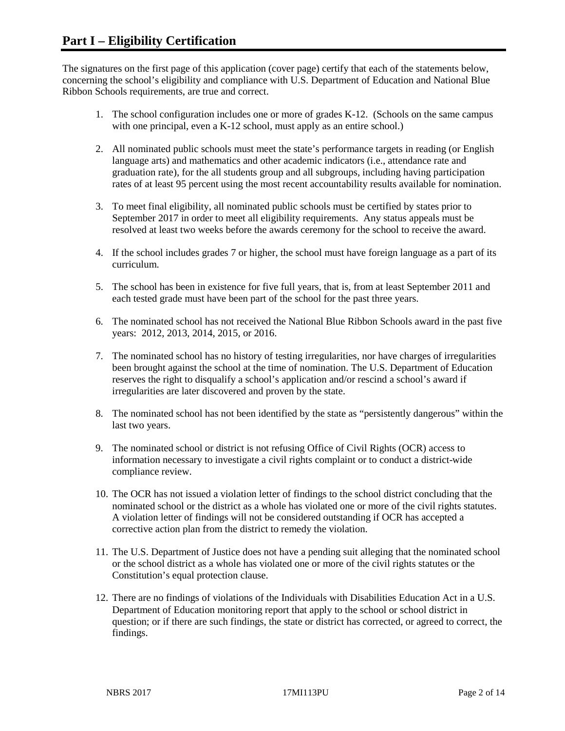# Part I – Eligibility Certification

The signatures on the first page of this application (cover page) certify that each of the statements below, concerning the school's eligibility and compliance with U.S. Department of Education and National Blue Ribbon Schools requirements, are true and correct.

1. The school configuration includes one or more of grades K-12. (Schools on the same campus with one principal, even a K-12 school, must apply as an entire school.)

2. All nominated public schools must meet the state's performance targets in reading (or English language arts) and mathematics and other academic indicators (i.e., attendance rate and graduation rate), for the all students group and all subgroups, including having participation rates of at least 95 percent using the most recent accountability results available for nomination.

3. To meet final eligibility, all nominated public schools must be certified by states prior to September 2017 in order to meet all eligibility requirements. Any status appeals must be resolved at least two weeks before the awards ceremony for the school to receive the award.

4. If the school includes grades 7 or higher, the school must have foreign language as a part of its curriculum.

5. The school has been in existence for five full years, that is, from at least September 2011 and each tested grade must have been part of the school for the past three years.

6. The nominated school has not received the National Blue Ribbon Schools award in the past five years: 2012, 2013, 2014, 2015, or 2016.

7. The nominated school has no history of testing irregularities, nor have charges of irregularities been brought against the school at the time of nomination. The U.S. Department of Education reserves the right to disqualify a school's application and/or rescind a school's award if irregularities are later discovered and proven by the state.

8. The nominated school has not been identified by the state as "persistently dangerous" within the last two years.

9. The nominated school or district is not refusing Office of Civil Rights (OCR) access to information necessary to investigate a civil rights complaint or to conduct a district-wide compliance review.

10. The OCR has not issued a violation letter of findings to the school district concluding that the nominated school or the district as a whole has violated one or more of the civil rights statutes. A violation letter of findings will not be considered outstanding if OCR has accepted a corrective action plan from the district to remedy the violation.

11. The U.S. Department of Justice does not have a pending suit alleging that the nominated school or the school district as a whole has violated one or more of the civil rights statutes or the Constitution's equal protection clause.

12. There are no findings of violations of the Individuals with Disabilities Education Act in a U.S. Department of Education monitoring report that apply to the school or school district in question; or if there are such findings, the state or district has corrected, or agreed to correct, the findings.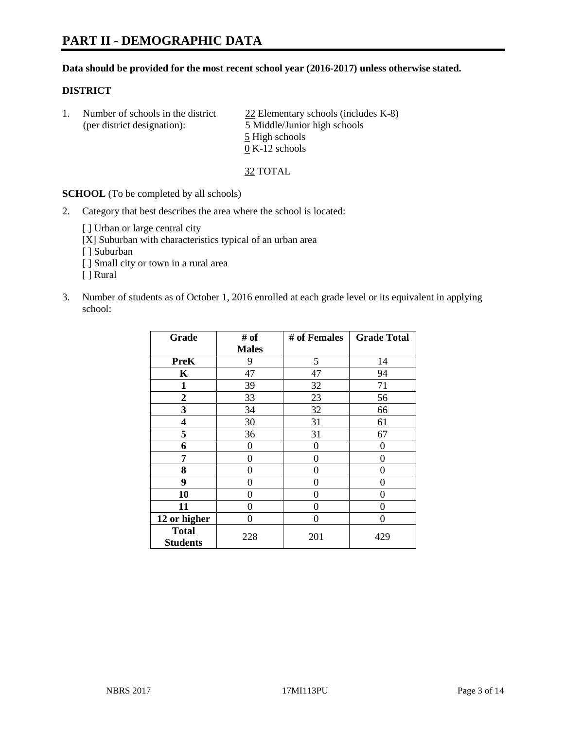# PART II - DEMOGRAPHIC DATA

**Data should be provided for the most recent school year (2016-2017) unless otherwise stated.**

## DISTRICT

1. Number of schools in the district (per district designation):
   22 Elementary schools (includes K-8)
   5 Middle/Junior high schools
   5 High schools
   0 K-12 schools

   32 TOTAL

**SCHOOL** (To be completed by all schools)

2. Category that best describes the area where the school is located:

   [ ] Urban or large central city
   [X] Suburban with characteristics typical of an urban area
   [ ] Suburban
   [ ] Small city or town in a rural area
   [ ] Rural

3. Number of students as of October 1, 2016 enrolled at each grade level or its equivalent in applying school:

| Grade | # of Males | # of Females | Grade Total |
|---|---|---|---|
| **PreK** | 9 | 5 | 14 |
| **K** | 47 | 47 | 94 |
| **1** | 39 | 32 | 71 |
| **2** | 33 | 23 | 56 |
| **3** | 34 | 32 | 66 |
| **4** | 30 | 31 | 61 |
| **5** | 36 | 31 | 67 |
| **6** | 0 | 0 | 0 |
| **7** | 0 | 0 | 0 |
| **8** | 0 | 0 | 0 |
| **9** | 0 | 0 | 0 |
| **10** | 0 | 0 | 0 |
| **11** | 0 | 0 | 0 |
| **12 or higher** | 0 | 0 | 0 |
| **Total Students** | 228 | 201 | 429 |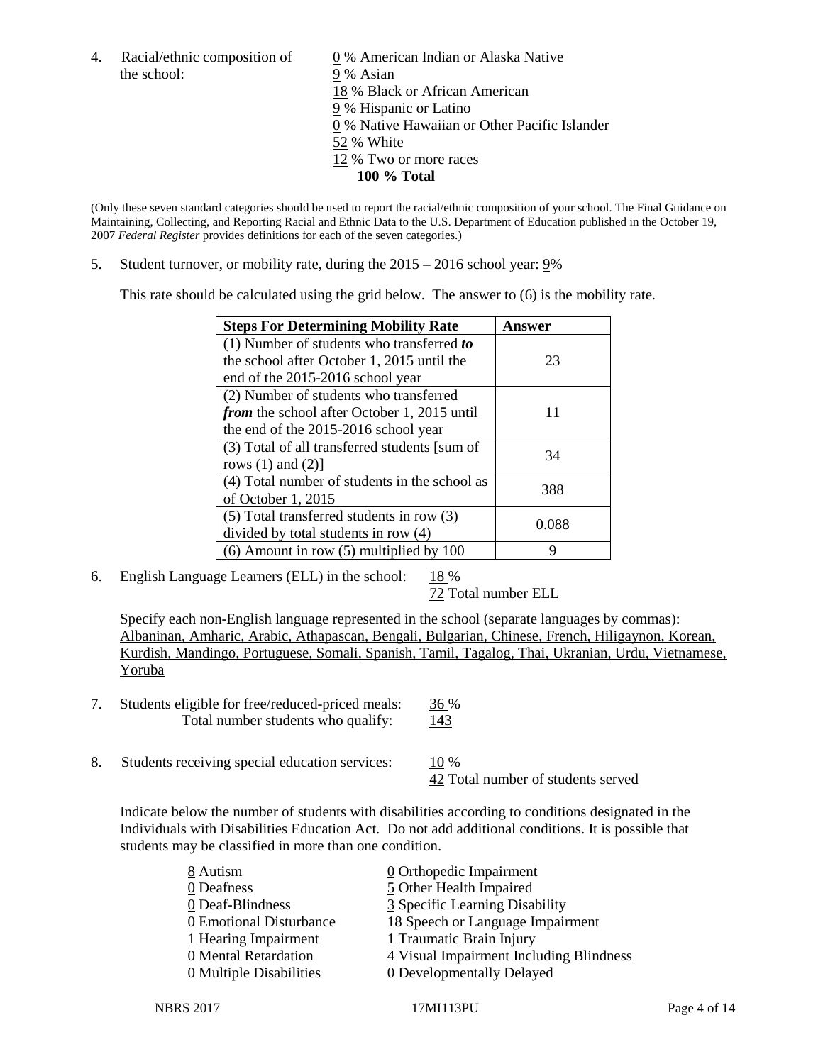4. Racial/ethnic composition of the school:

0 % American Indian or Alaska Native
9 % Asian
18 % Black or African American
9 % Hispanic or Latino
0 % Native Hawaiian or Other Pacific Islander
52 % White
12 % Two or more races
**100 % Total**

(Only these seven standard categories should be used to report the racial/ethnic composition of your school. The Final Guidance on Maintaining, Collecting, and Reporting Racial and Ethnic Data to the U.S. Department of Education published in the October 19, 2007 *Federal Register* provides definitions for each of the seven categories.)

5. Student turnover, or mobility rate, during the 2015 – 2016 school year: 9%

This rate should be calculated using the grid below. The answer to (6) is the mobility rate.

| Steps For Determining Mobility Rate | Answer |
|---|---|
| (1) Number of students who transferred ***to*** the school after October 1, 2015 until the end of the 2015-2016 school year | 23 |
| (2) Number of students who transferred ***from*** the school after October 1, 2015 until the end of the 2015-2016 school year | 11 |
| (3) Total of all transferred students [sum of rows (1) and (2)] | 34 |
| (4) Total number of students in the school as of October 1, 2015 | 388 |
| (5) Total transferred students in row (3) divided by total students in row (4) | 0.088 |
| (6) Amount in row (5) multiplied by 100 | 9 |

6. English Language Learners (ELL) in the school: 18 %
72 Total number ELL

Specify each non-English language represented in the school (separate languages by commas): Albaninan, Amharic, Arabic, Athapascan, Bengali, Bulgarian, Chinese, French, Hiligaynon, Korean, Kurdish, Mandingo, Portuguese, Somali, Spanish, Tamil, Tagalog, Thai, Ukranian, Urdu, Vietnamese, Yoruba

7. Students eligible for free/reduced-priced meals: 36 %
Total number students who qualify: 143

8. Students receiving special education services: 10 %
42 Total number of students served

Indicate below the number of students with disabilities according to conditions designated in the Individuals with Disabilities Education Act. Do not add additional conditions. It is possible that students may be classified in more than one condition.

8 Autism
0 Deafness
0 Deaf-Blindness
0 Emotional Disturbance
1 Hearing Impairment
0 Mental Retardation
0 Multiple Disabilities
0 Orthopedic Impairment
5 Other Health Impaired
3 Specific Learning Disability
18 Speech or Language Impairment
1 Traumatic Brain Injury
4 Visual Impairment Including Blindness
0 Developmentally Delayed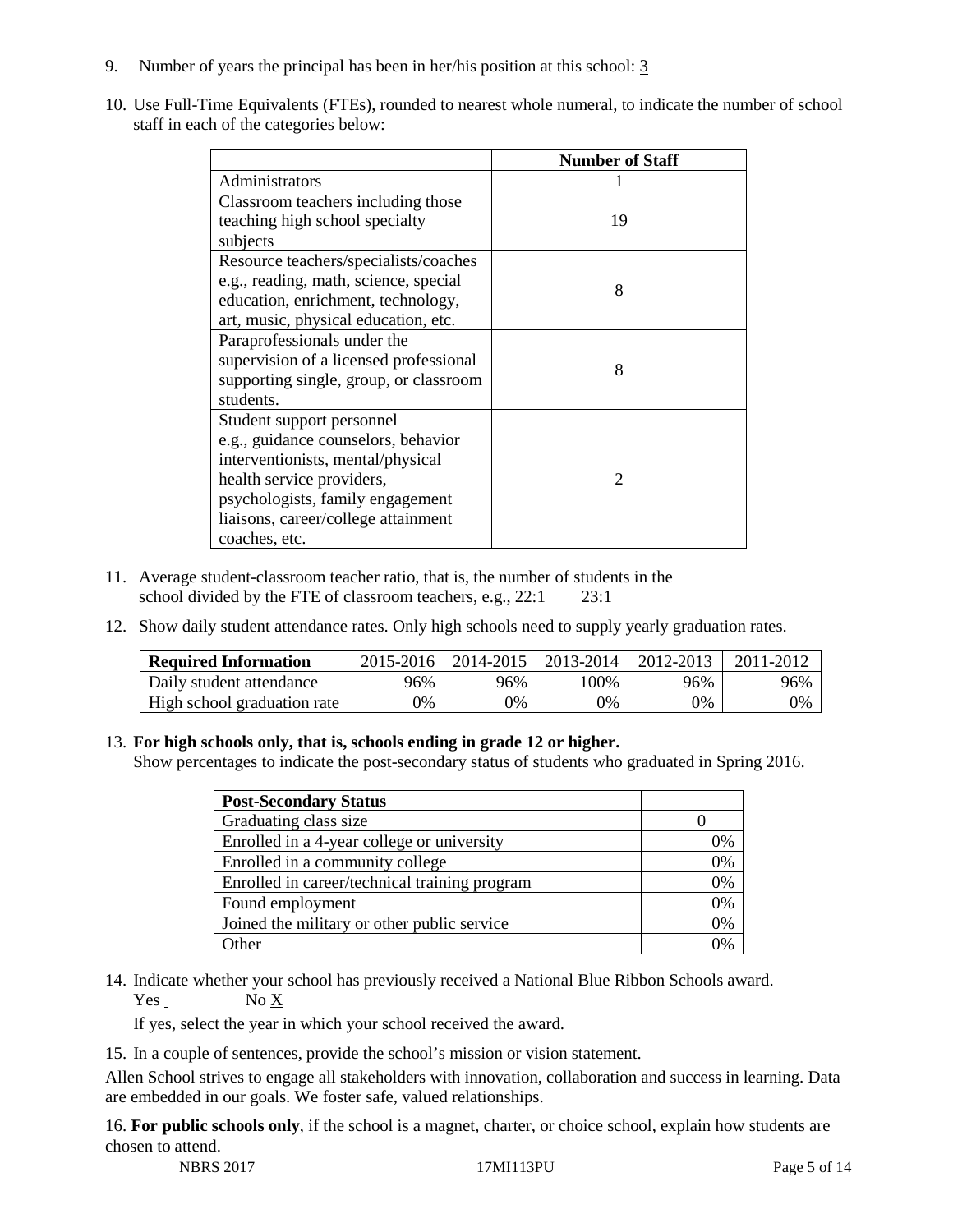9. Number of years the principal has been in her/his position at this school: 3

10. Use Full-Time Equivalents (FTEs), rounded to nearest whole numeral, to indicate the number of school staff in each of the categories below:

| | Number of Staff |
|---|---|
| Administrators | 1 |
| Classroom teachers including those teaching high school specialty subjects | 19 |
| Resource teachers/specialists/coaches e.g., reading, math, science, special education, enrichment, technology, art, music, physical education, etc. | 8 |
| Paraprofessionals under the supervision of a licensed professional supporting single, group, or classroom students. | 8 |
| Student support personnel e.g., guidance counselors, behavior interventionists, mental/physical health service providers, psychologists, family engagement liaisons, career/college attainment coaches, etc. | 2 |

11. Average student-classroom teacher ratio, that is, the number of students in the school divided by the FTE of classroom teachers, e.g., 22:1 23:1

12. Show daily student attendance rates. Only high schools need to supply yearly graduation rates.

| Required Information | 2015-2016 | 2014-2015 | 2013-2014 | 2012-2013 | 2011-2012 |
|---|---|---|---|---|---|
| Daily student attendance | 96% | 96% | 100% | 96% | 96% |
| High school graduation rate | 0% | 0% | 0% | 0% | 0% |

13. **For high schools only, that is, schools ending in grade 12 or higher.**
Show percentages to indicate the post-secondary status of students who graduated in Spring 2016.

| Post-Secondary Status | |
|---|---|
| Graduating class size | 0 |
| Enrolled in a 4-year college or university | 0% |
| Enrolled in a community college | 0% |
| Enrolled in career/technical training program | 0% |
| Found employment | 0% |
| Joined the military or other public service | 0% |
| Other | 0% |

14. Indicate whether your school has previously received a National Blue Ribbon Schools award.
Yes No X

If yes, select the year in which your school received the award.

15. In a couple of sentences, provide the school's mission or vision statement.

Allen School strives to engage all stakeholders with innovation, collaboration and success in learning. Data are embedded in our goals. We foster safe, valued relationships.

16. **For public schools only**, if the school is a magnet, charter, or choice school, explain how students are chosen to attend.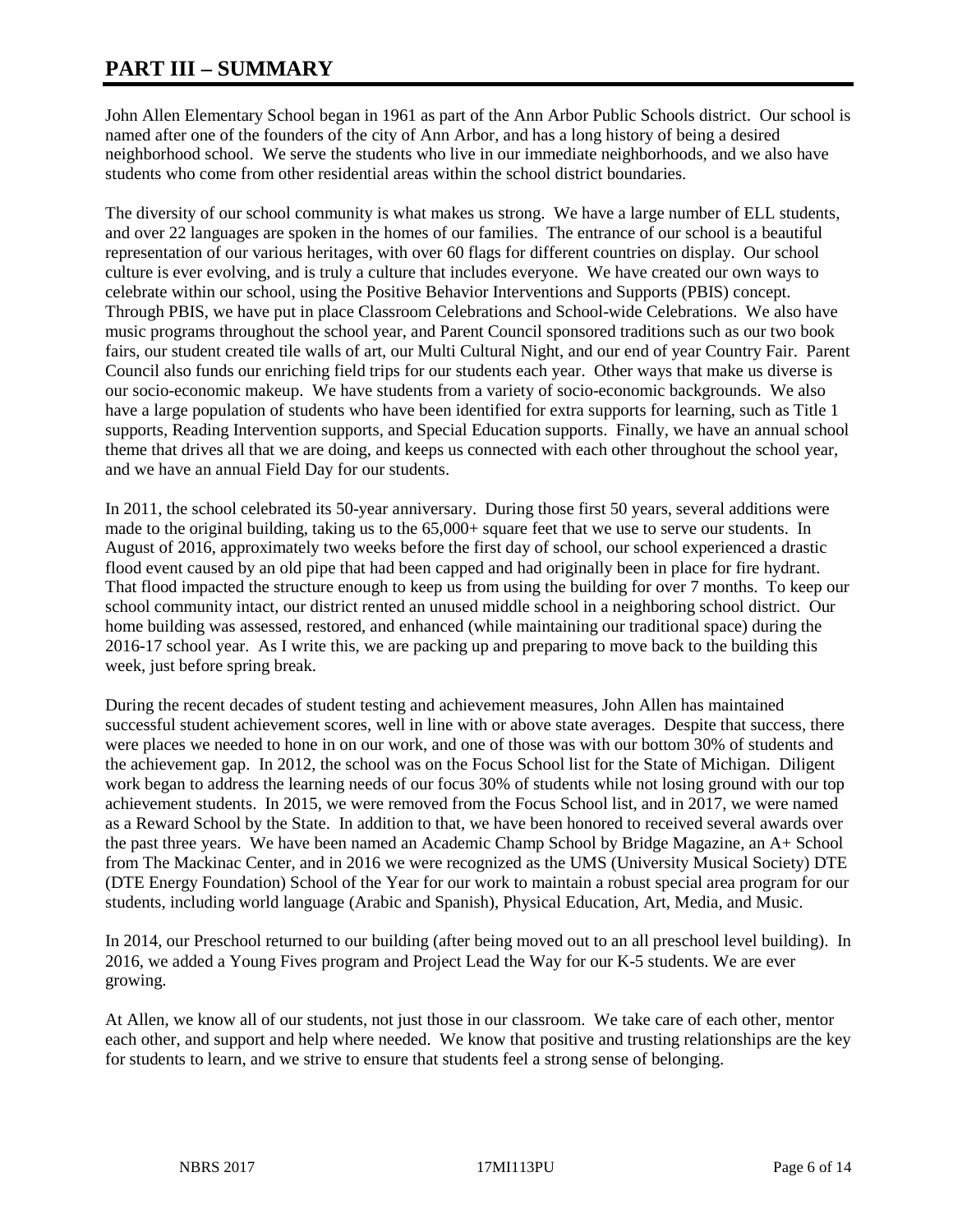# PART III – SUMMARY

John Allen Elementary School began in 1961 as part of the Ann Arbor Public Schools district. Our school is named after one of the founders of the city of Ann Arbor, and has a long history of being a desired neighborhood school. We serve the students who live in our immediate neighborhoods, and we also have students who come from other residential areas within the school district boundaries.

The diversity of our school community is what makes us strong. We have a large number of ELL students, and over 22 languages are spoken in the homes of our families. The entrance of our school is a beautiful representation of our various heritages, with over 60 flags for different countries on display. Our school culture is ever evolving, and is truly a culture that includes everyone. We have created our own ways to celebrate within our school, using the Positive Behavior Interventions and Supports (PBIS) concept. Through PBIS, we have put in place Classroom Celebrations and School-wide Celebrations. We also have music programs throughout the school year, and Parent Council sponsored traditions such as our two book fairs, our student created tile walls of art, our Multi Cultural Night, and our end of year Country Fair. Parent Council also funds our enriching field trips for our students each year. Other ways that make us diverse is our socio-economic makeup. We have students from a variety of socio-economic backgrounds. We also have a large population of students who have been identified for extra supports for learning, such as Title 1 supports, Reading Intervention supports, and Special Education supports. Finally, we have an annual school theme that drives all that we are doing, and keeps us connected with each other throughout the school year, and we have an annual Field Day for our students.

In 2011, the school celebrated its 50-year anniversary. During those first 50 years, several additions were made to the original building, taking us to the 65,000+ square feet that we use to serve our students. In August of 2016, approximately two weeks before the first day of school, our school experienced a drastic flood event caused by an old pipe that had been capped and had originally been in place for fire hydrant. That flood impacted the structure enough to keep us from using the building for over 7 months. To keep our school community intact, our district rented an unused middle school in a neighboring school district. Our home building was assessed, restored, and enhanced (while maintaining our traditional space) during the 2016-17 school year. As I write this, we are packing up and preparing to move back to the building this week, just before spring break.

During the recent decades of student testing and achievement measures, John Allen has maintained successful student achievement scores, well in line with or above state averages. Despite that success, there were places we needed to hone in on our work, and one of those was with our bottom 30% of students and the achievement gap. In 2012, the school was on the Focus School list for the State of Michigan. Diligent work began to address the learning needs of our focus 30% of students while not losing ground with our top achievement students. In 2015, we were removed from the Focus School list, and in 2017, we were named as a Reward School by the State. In addition to that, we have been honored to received several awards over the past three years. We have been named an Academic Champ School by Bridge Magazine, an A+ School from The Mackinac Center, and in 2016 we were recognized as the UMS (University Musical Society) DTE (DTE Energy Foundation) School of the Year for our work to maintain a robust special area program for our students, including world language (Arabic and Spanish), Physical Education, Art, Media, and Music.

In 2014, our Preschool returned to our building (after being moved out to an all preschool level building). In 2016, we added a Young Fives program and Project Lead the Way for our K-5 students. We are ever growing.

At Allen, we know all of our students, not just those in our classroom. We take care of each other, mentor each other, and support and help where needed. We know that positive and trusting relationships are the key for students to learn, and we strive to ensure that students feel a strong sense of belonging.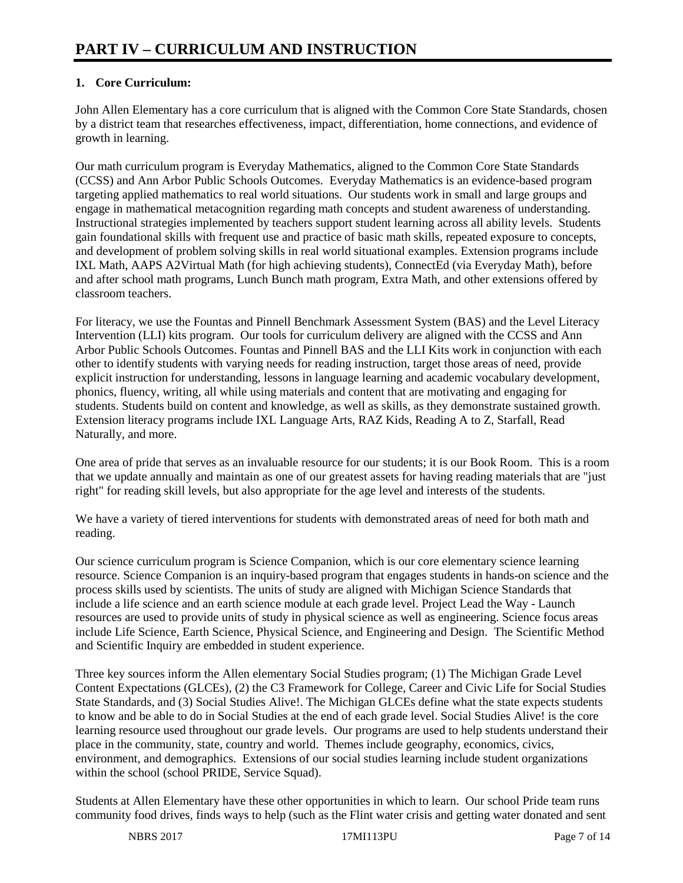# PART IV – CURRICULUM AND INSTRUCTION

**1. Core Curriculum:**

John Allen Elementary has a core curriculum that is aligned with the Common Core State Standards, chosen by a district team that researches effectiveness, impact, differentiation, home connections, and evidence of growth in learning.

Our math curriculum program is Everyday Mathematics, aligned to the Common Core State Standards (CCSS) and Ann Arbor Public Schools Outcomes. Everyday Mathematics is an evidence-based program targeting applied mathematics to real world situations. Our students work in small and large groups and engage in mathematical metacognition regarding math concepts and student awareness of understanding. Instructional strategies implemented by teachers support student learning across all ability levels. Students gain foundational skills with frequent use and practice of basic math skills, repeated exposure to concepts, and development of problem solving skills in real world situational examples. Extension programs include IXL Math, AAPS A2Virtual Math (for high achieving students), ConnectEd (via Everyday Math), before and after school math programs, Lunch Bunch math program, Extra Math, and other extensions offered by classroom teachers.

For literacy, we use the Fountas and Pinnell Benchmark Assessment System (BAS) and the Level Literacy Intervention (LLI) kits program. Our tools for curriculum delivery are aligned with the CCSS and Ann Arbor Public Schools Outcomes. Fountas and Pinnell BAS and the LLI Kits work in conjunction with each other to identify students with varying needs for reading instruction, target those areas of need, provide explicit instruction for understanding, lessons in language learning and academic vocabulary development, phonics, fluency, writing, all while using materials and content that are motivating and engaging for students. Students build on content and knowledge, as well as skills, as they demonstrate sustained growth. Extension literacy programs include IXL Language Arts, RAZ Kids, Reading A to Z, Starfall, Read Naturally, and more.

One area of pride that serves as an invaluable resource for our students; it is our Book Room. This is a room that we update annually and maintain as one of our greatest assets for having reading materials that are "just right" for reading skill levels, but also appropriate for the age level and interests of the students.

We have a variety of tiered interventions for students with demonstrated areas of need for both math and reading.

Our science curriculum program is Science Companion, which is our core elementary science learning resource. Science Companion is an inquiry-based program that engages students in hands-on science and the process skills used by scientists. The units of study are aligned with Michigan Science Standards that include a life science and an earth science module at each grade level. Project Lead the Way - Launch resources are used to provide units of study in physical science as well as engineering. Science focus areas include Life Science, Earth Science, Physical Science, and Engineering and Design. The Scientific Method and Scientific Inquiry are embedded in student experience.

Three key sources inform the Allen elementary Social Studies program; (1) The Michigan Grade Level Content Expectations (GLCEs), (2) the C3 Framework for College, Career and Civic Life for Social Studies State Standards, and (3) Social Studies Alive!. The Michigan GLCEs define what the state expects students to know and be able to do in Social Studies at the end of each grade level. Social Studies Alive! is the core learning resource used throughout our grade levels. Our programs are used to help students understand their place in the community, state, country and world. Themes include geography, economics, civics, environment, and demographics. Extensions of our social studies learning include student organizations within the school (school PRIDE, Service Squad).

Students at Allen Elementary have these other opportunities in which to learn. Our school Pride team runs community food drives, finds ways to help (such as the Flint water crisis and getting water donated and sent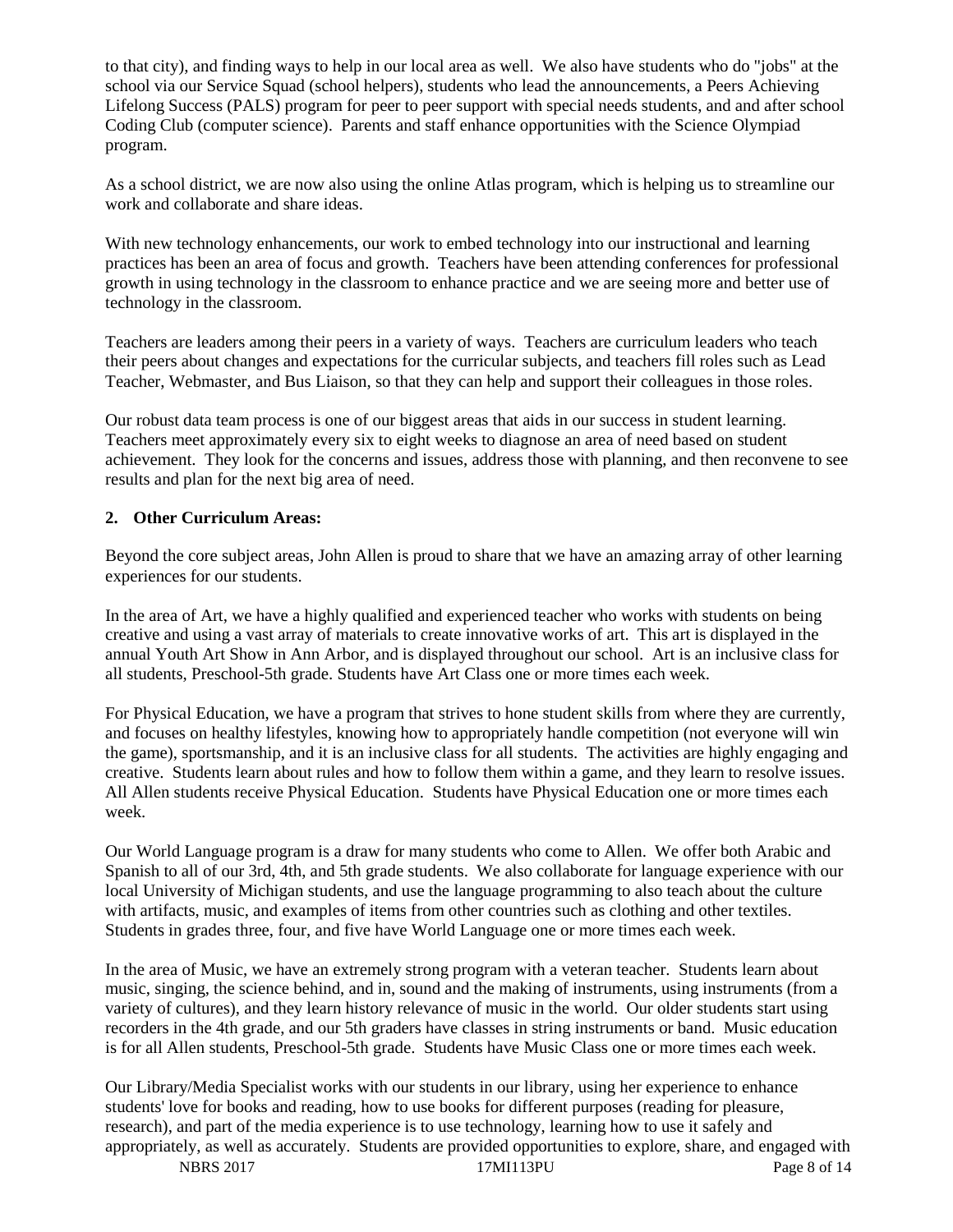to that city), and finding ways to help in our local area as well. We also have students who do "jobs" at the school via our Service Squad (school helpers), students who lead the announcements, a Peers Achieving Lifelong Success (PALS) program for peer to peer support with special needs students, and and after school Coding Club (computer science). Parents and staff enhance opportunities with the Science Olympiad program.

As a school district, we are now also using the online Atlas program, which is helping us to streamline our work and collaborate and share ideas.

With new technology enhancements, our work to embed technology into our instructional and learning practices has been an area of focus and growth. Teachers have been attending conferences for professional growth in using technology in the classroom to enhance practice and we are seeing more and better use of technology in the classroom.

Teachers are leaders among their peers in a variety of ways. Teachers are curriculum leaders who teach their peers about changes and expectations for the curricular subjects, and teachers fill roles such as Lead Teacher, Webmaster, and Bus Liaison, so that they can help and support their colleagues in those roles.

Our robust data team process is one of our biggest areas that aids in our success in student learning. Teachers meet approximately every six to eight weeks to diagnose an area of need based on student achievement. They look for the concerns and issues, address those with planning, and then reconvene to see results and plan for the next big area of need.

**2. Other Curriculum Areas:**

Beyond the core subject areas, John Allen is proud to share that we have an amazing array of other learning experiences for our students.

In the area of Art, we have a highly qualified and experienced teacher who works with students on being creative and using a vast array of materials to create innovative works of art. This art is displayed in the annual Youth Art Show in Ann Arbor, and is displayed throughout our school. Art is an inclusive class for all students, Preschool-5th grade. Students have Art Class one or more times each week.

For Physical Education, we have a program that strives to hone student skills from where they are currently, and focuses on healthy lifestyles, knowing how to appropriately handle competition (not everyone will win the game), sportsmanship, and it is an inclusive class for all students. The activities are highly engaging and creative. Students learn about rules and how to follow them within a game, and they learn to resolve issues. All Allen students receive Physical Education. Students have Physical Education one or more times each week.

Our World Language program is a draw for many students who come to Allen. We offer both Arabic and Spanish to all of our 3rd, 4th, and 5th grade students. We also collaborate for language experience with our local University of Michigan students, and use the language programming to also teach about the culture with artifacts, music, and examples of items from other countries such as clothing and other textiles. Students in grades three, four, and five have World Language one or more times each week.

In the area of Music, we have an extremely strong program with a veteran teacher. Students learn about music, singing, the science behind, and in, sound and the making of instruments, using instruments (from a variety of cultures), and they learn history relevance of music in the world. Our older students start using recorders in the 4th grade, and our 5th graders have classes in string instruments or band. Music education is for all Allen students, Preschool-5th grade. Students have Music Class one or more times each week.

Our Library/Media Specialist works with our students in our library, using her experience to enhance students' love for books and reading, how to use books for different purposes (reading for pleasure, research), and part of the media experience is to use technology, learning how to use it safely and appropriately, as well as accurately. Students are provided opportunities to explore, share, and engaged with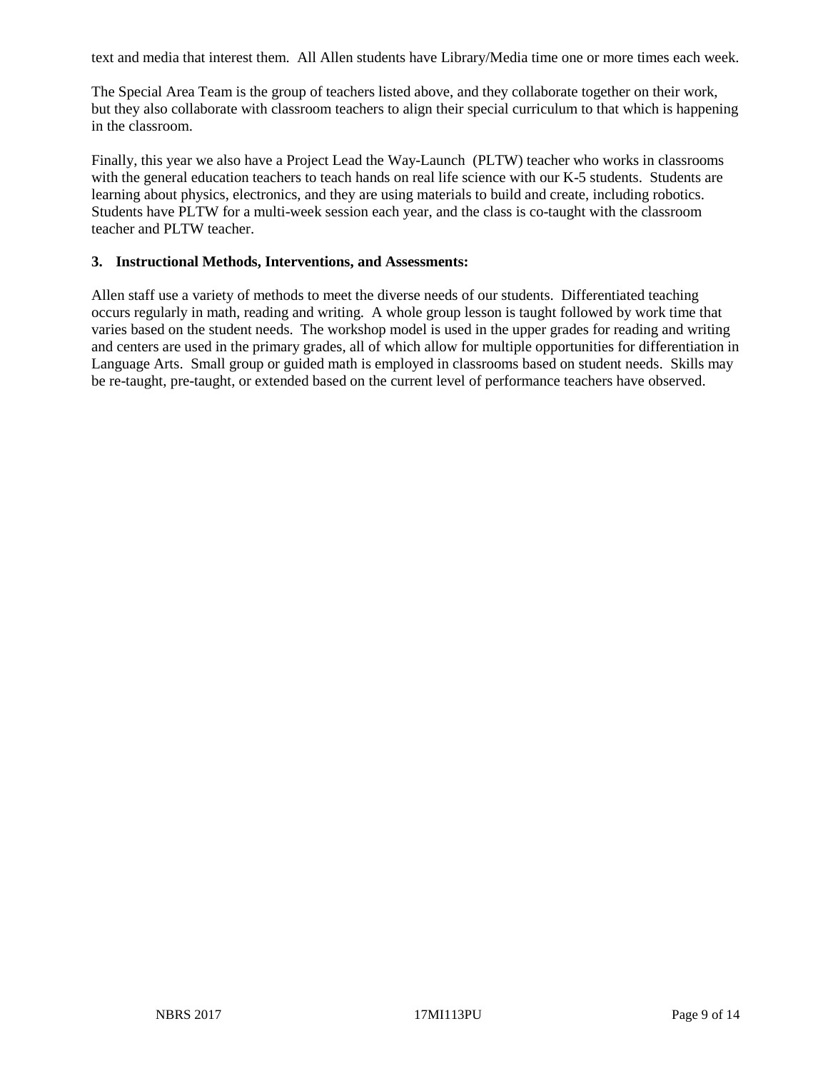text and media that interest them. All Allen students have Library/Media time one or more times each week.

The Special Area Team is the group of teachers listed above, and they collaborate together on their work, but they also collaborate with classroom teachers to align their special curriculum to that which is happening in the classroom.

Finally, this year we also have a Project Lead the Way-Launch (PLTW) teacher who works in classrooms with the general education teachers to teach hands on real life science with our K-5 students. Students are learning about physics, electronics, and they are using materials to build and create, including robotics. Students have PLTW for a multi-week session each year, and the class is co-taught with the classroom teacher and PLTW teacher.

**3. Instructional Methods, Interventions, and Assessments:**

Allen staff use a variety of methods to meet the diverse needs of our students. Differentiated teaching occurs regularly in math, reading and writing. A whole group lesson is taught followed by work time that varies based on the student needs. The workshop model is used in the upper grades for reading and writing and centers are used in the primary grades, all of which allow for multiple opportunities for differentiation in Language Arts. Small group or guided math is employed in classrooms based on student needs. Skills may be re-taught, pre-taught, or extended based on the current level of performance teachers have observed.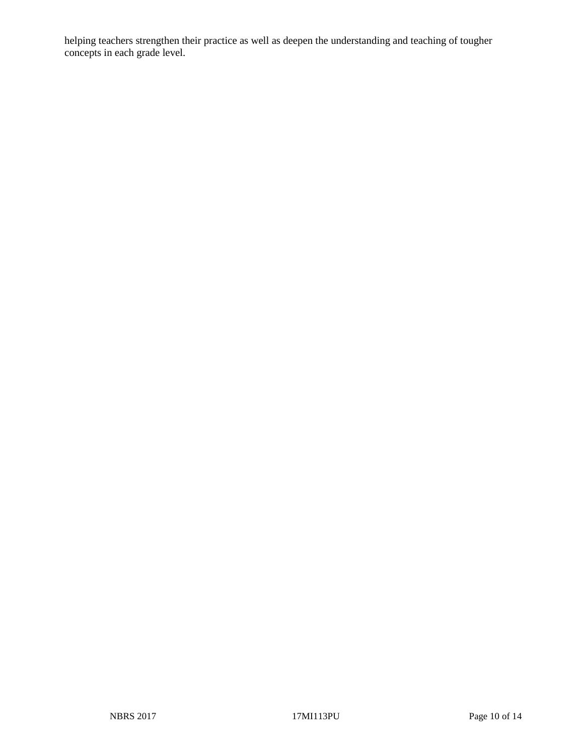helping teachers strengthen their practice as well as deepen the understanding and teaching of tougher concepts in each grade level.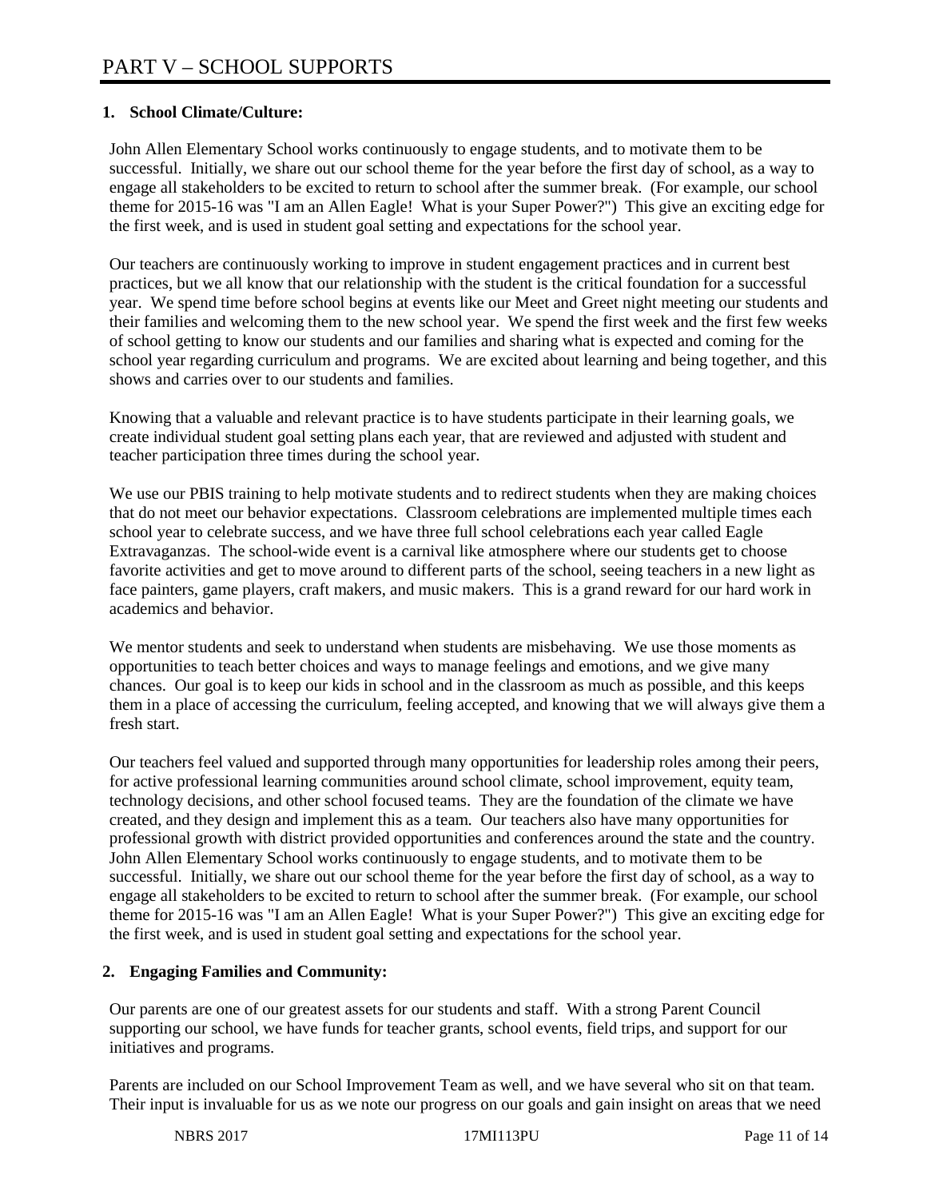# PART V – SCHOOL SUPPORTS

## 1. School Climate/Culture:

John Allen Elementary School works continuously to engage students, and to motivate them to be successful. Initially, we share out our school theme for the year before the first day of school, as a way to engage all stakeholders to be excited to return to school after the summer break. (For example, our school theme for 2015-16 was "I am an Allen Eagle! What is your Super Power?") This give an exciting edge for the first week, and is used in student goal setting and expectations for the school year.

Our teachers are continuously working to improve in student engagement practices and in current best practices, but we all know that our relationship with the student is the critical foundation for a successful year. We spend time before school begins at events like our Meet and Greet night meeting our students and their families and welcoming them to the new school year. We spend the first week and the first few weeks of school getting to know our students and our families and sharing what is expected and coming for the school year regarding curriculum and programs. We are excited about learning and being together, and this shows and carries over to our students and families.

Knowing that a valuable and relevant practice is to have students participate in their learning goals, we create individual student goal setting plans each year, that are reviewed and adjusted with student and teacher participation three times during the school year.

We use our PBIS training to help motivate students and to redirect students when they are making choices that do not meet our behavior expectations. Classroom celebrations are implemented multiple times each school year to celebrate success, and we have three full school celebrations each year called Eagle Extravaganzas. The school-wide event is a carnival like atmosphere where our students get to choose favorite activities and get to move around to different parts of the school, seeing teachers in a new light as face painters, game players, craft makers, and music makers. This is a grand reward for our hard work in academics and behavior.

We mentor students and seek to understand when students are misbehaving. We use those moments as opportunities to teach better choices and ways to manage feelings and emotions, and we give many chances. Our goal is to keep our kids in school and in the classroom as much as possible, and this keeps them in a place of accessing the curriculum, feeling accepted, and knowing that we will always give them a fresh start.

Our teachers feel valued and supported through many opportunities for leadership roles among their peers, for active professional learning communities around school climate, school improvement, equity team, technology decisions, and other school focused teams. They are the foundation of the climate we have created, and they design and implement this as a team. Our teachers also have many opportunities for professional growth with district provided opportunities and conferences around the state and the country. John Allen Elementary School works continuously to engage students, and to motivate them to be successful. Initially, we share out our school theme for the year before the first day of school, as a way to engage all stakeholders to be excited to return to school after the summer break. (For example, our school theme for 2015-16 was "I am an Allen Eagle! What is your Super Power?") This give an exciting edge for the first week, and is used in student goal setting and expectations for the school year.

## 2. Engaging Families and Community:

Our parents are one of our greatest assets for our students and staff. With a strong Parent Council supporting our school, we have funds for teacher grants, school events, field trips, and support for our initiatives and programs.

Parents are included on our School Improvement Team as well, and we have several who sit on that team. Their input is invaluable for us as we note our progress on our goals and gain insight on areas that we need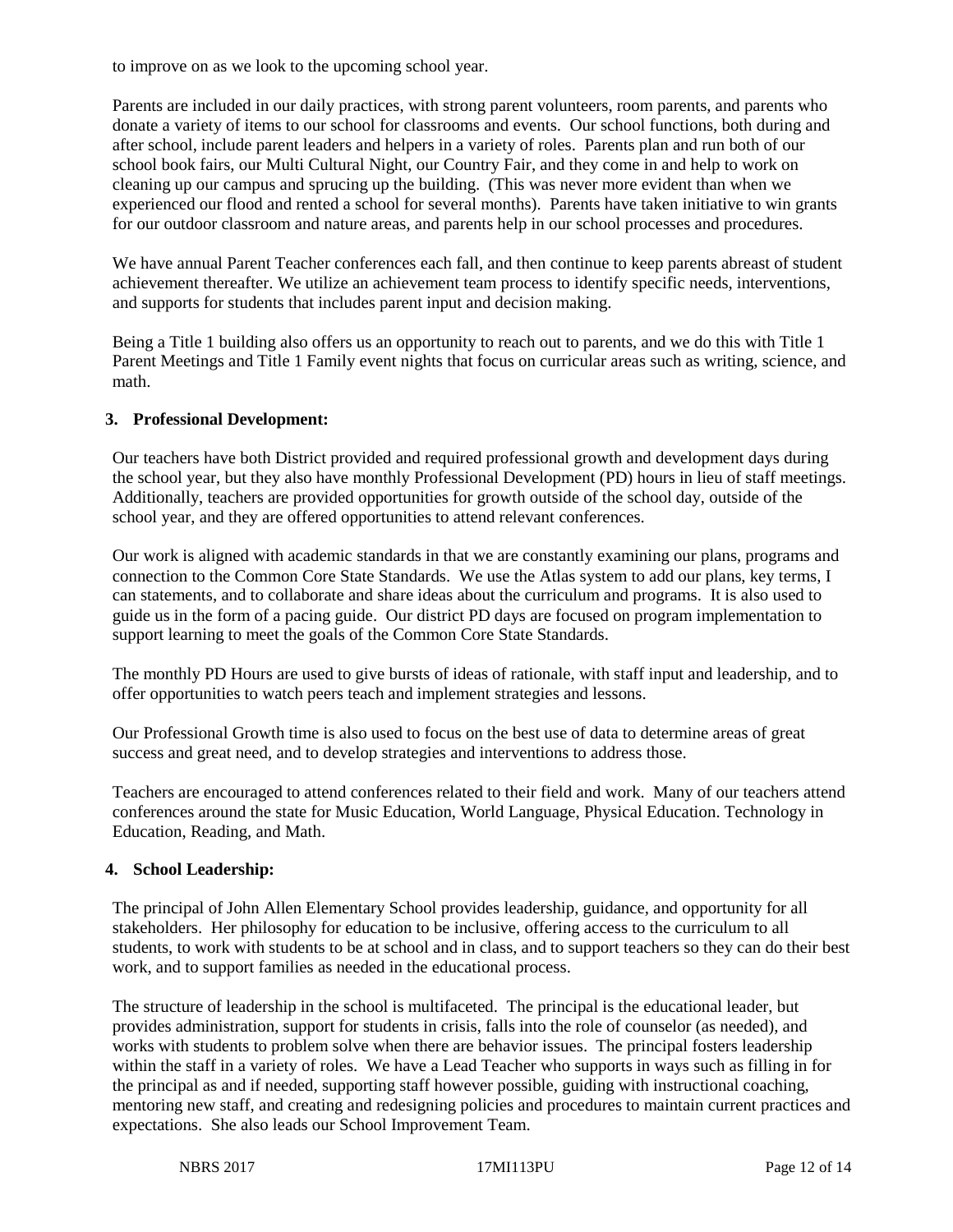to improve on as we look to the upcoming school year.

Parents are included in our daily practices, with strong parent volunteers, room parents, and parents who donate a variety of items to our school for classrooms and events. Our school functions, both during and after school, include parent leaders and helpers in a variety of roles. Parents plan and run both of our school book fairs, our Multi Cultural Night, our Country Fair, and they come in and help to work on cleaning up our campus and sprucing up the building. (This was never more evident than when we experienced our flood and rented a school for several months). Parents have taken initiative to win grants for our outdoor classroom and nature areas, and parents help in our school processes and procedures.

We have annual Parent Teacher conferences each fall, and then continue to keep parents abreast of student achievement thereafter. We utilize an achievement team process to identify specific needs, interventions, and supports for students that includes parent input and decision making.

Being a Title 1 building also offers us an opportunity to reach out to parents, and we do this with Title 1 Parent Meetings and Title 1 Family event nights that focus on curricular areas such as writing, science, and math.

**3. Professional Development:**

Our teachers have both District provided and required professional growth and development days during the school year, but they also have monthly Professional Development (PD) hours in lieu of staff meetings. Additionally, teachers are provided opportunities for growth outside of the school day, outside of the school year, and they are offered opportunities to attend relevant conferences.

Our work is aligned with academic standards in that we are constantly examining our plans, programs and connection to the Common Core State Standards. We use the Atlas system to add our plans, key terms, I can statements, and to collaborate and share ideas about the curriculum and programs. It is also used to guide us in the form of a pacing guide. Our district PD days are focused on program implementation to support learning to meet the goals of the Common Core State Standards.

The monthly PD Hours are used to give bursts of ideas of rationale, with staff input and leadership, and to offer opportunities to watch peers teach and implement strategies and lessons.

Our Professional Growth time is also used to focus on the best use of data to determine areas of great success and great need, and to develop strategies and interventions to address those.

Teachers are encouraged to attend conferences related to their field and work. Many of our teachers attend conferences around the state for Music Education, World Language, Physical Education. Technology in Education, Reading, and Math.

**4. School Leadership:**

The principal of John Allen Elementary School provides leadership, guidance, and opportunity for all stakeholders. Her philosophy for education to be inclusive, offering access to the curriculum to all students, to work with students to be at school and in class, and to support teachers so they can do their best work, and to support families as needed in the educational process.

The structure of leadership in the school is multifaceted. The principal is the educational leader, but provides administration, support for students in crisis, falls into the role of counselor (as needed), and works with students to problem solve when there are behavior issues. The principal fosters leadership within the staff in a variety of roles. We have a Lead Teacher who supports in ways such as filling in for the principal as and if needed, supporting staff however possible, guiding with instructional coaching, mentoring new staff, and creating and redesigning policies and procedures to maintain current practices and expectations. She also leads our School Improvement Team.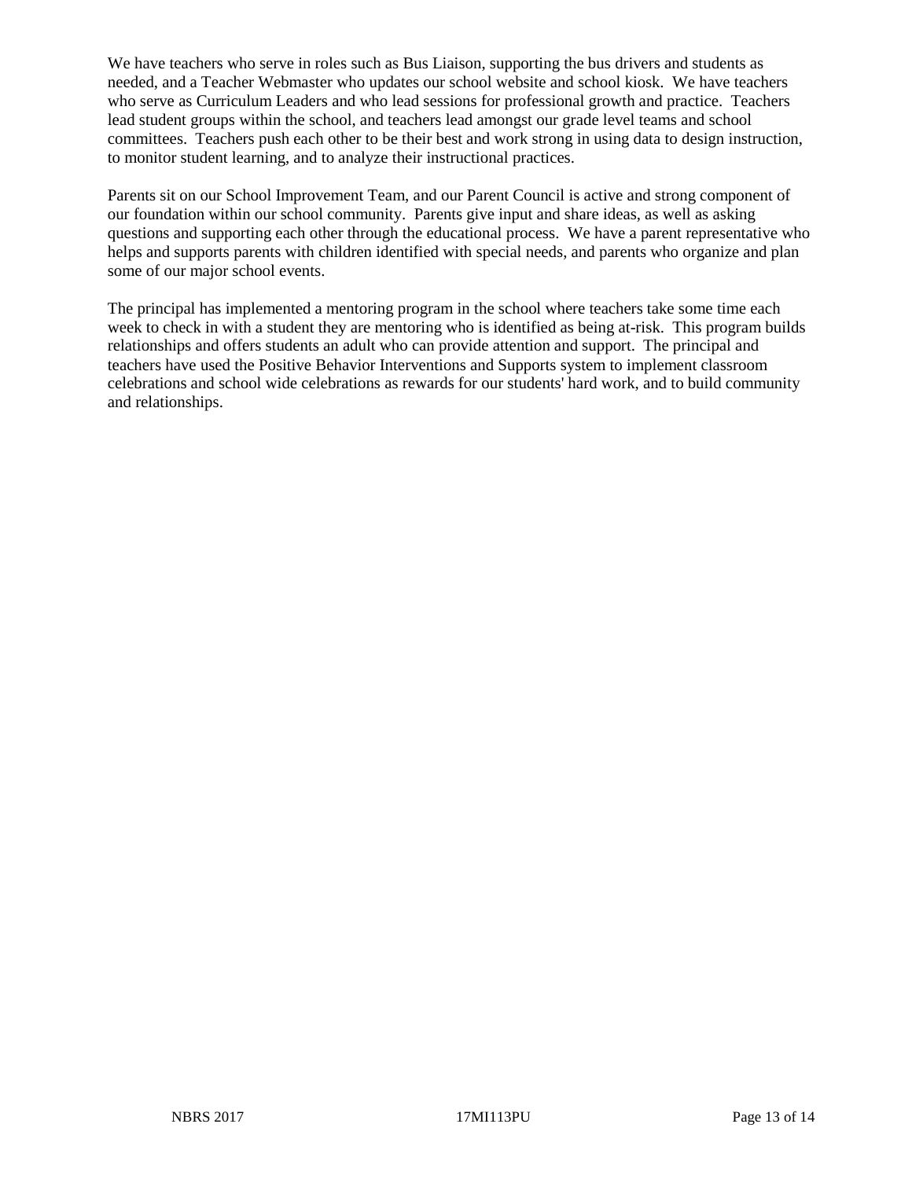We have teachers who serve in roles such as Bus Liaison, supporting the bus drivers and students as needed, and a Teacher Webmaster who updates our school website and school kiosk. We have teachers who serve as Curriculum Leaders and who lead sessions for professional growth and practice. Teachers lead student groups within the school, and teachers lead amongst our grade level teams and school committees. Teachers push each other to be their best and work strong in using data to design instruction, to monitor student learning, and to analyze their instructional practices.

Parents sit on our School Improvement Team, and our Parent Council is active and strong component of our foundation within our school community. Parents give input and share ideas, as well as asking questions and supporting each other through the educational process. We have a parent representative who helps and supports parents with children identified with special needs, and parents who organize and plan some of our major school events.

The principal has implemented a mentoring program in the school where teachers take some time each week to check in with a student they are mentoring who is identified as being at-risk. This program builds relationships and offers students an adult who can provide attention and support. The principal and teachers have used the Positive Behavior Interventions and Supports system to implement classroom celebrations and school wide celebrations as rewards for our students' hard work, and to build community and relationships.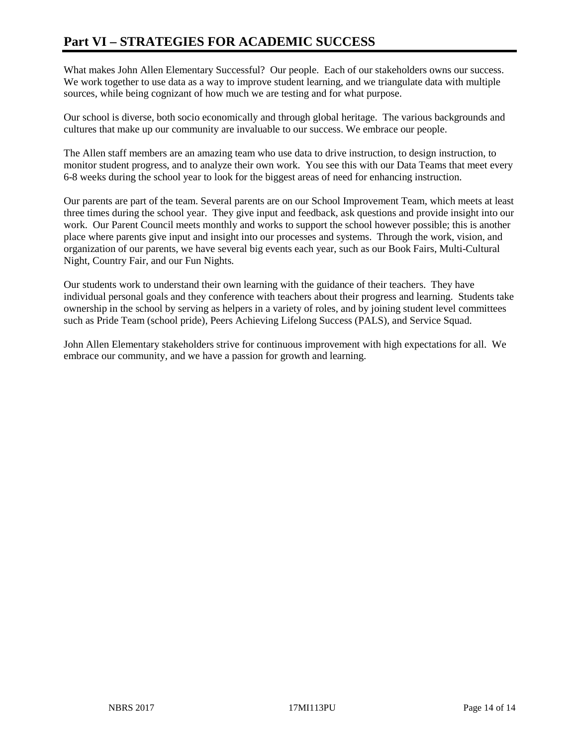# Part VI – STRATEGIES FOR ACADEMIC SUCCESS

What makes John Allen Elementary Successful? Our people. Each of our stakeholders owns our success. We work together to use data as a way to improve student learning, and we triangulate data with multiple sources, while being cognizant of how much we are testing and for what purpose.

Our school is diverse, both socio economically and through global heritage. The various backgrounds and cultures that make up our community are invaluable to our success. We embrace our people.

The Allen staff members are an amazing team who use data to drive instruction, to design instruction, to monitor student progress, and to analyze their own work. You see this with our Data Teams that meet every 6-8 weeks during the school year to look for the biggest areas of need for enhancing instruction.

Our parents are part of the team. Several parents are on our School Improvement Team, which meets at least three times during the school year. They give input and feedback, ask questions and provide insight into our work. Our Parent Council meets monthly and works to support the school however possible; this is another place where parents give input and insight into our processes and systems. Through the work, vision, and organization of our parents, we have several big events each year, such as our Book Fairs, Multi-Cultural Night, Country Fair, and our Fun Nights.

Our students work to understand their own learning with the guidance of their teachers. They have individual personal goals and they conference with teachers about their progress and learning. Students take ownership in the school by serving as helpers in a variety of roles, and by joining student level committees such as Pride Team (school pride), Peers Achieving Lifelong Success (PALS), and Service Squad.

John Allen Elementary stakeholders strive for continuous improvement with high expectations for all. We embrace our community, and we have a passion for growth and learning.